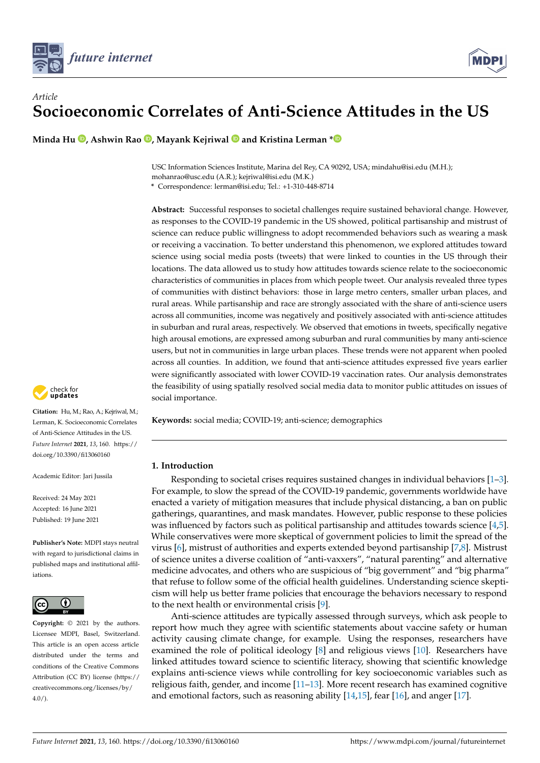*Article*

# Socioeconomic Correlates of Anti-Science Attitudes in the US

**Minda Hu , Ashwin Rao , Mayank Kejriwal and Kristina Lerman ***

USC Information Sciences Institute, Marina del Rey, CA 90292, USA; mindahu@isi.edu (M.H.); mohanrao@usc.edu (A.R.); kejriwal@isi.edu (M.K.)
* Correspondence: lerman@isi.edu; Tel.: +1-310-448-8714

**Abstract:** Successful responses to societal challenges require sustained behavioral change. However, as responses to the COVID-19 pandemic in the US showed, political partisanship and mistrust of science can reduce public willingness to adopt recommended behaviors such as wearing a mask or receiving a vaccination. To better understand this phenomenon, we explored attitudes toward science using social media posts (tweets) that were linked to counties in the US through their locations. The data allowed us to study how attitudes towards science relate to the socioeconomic characteristics of communities in places from which people tweet. Our analysis revealed three types of communities with distinct behaviors: those in large metro centers, smaller urban places, and rural areas. While partisanship and race are strongly associated with the share of anti-science users across all communities, income was negatively and positively associated with anti-science attitudes in suburban and rural areas, respectively. We observed that emotions in tweets, specifically negative high arousal emotions, are expressed among suburban and rural communities by many anti-science users, but not in communities in large urban places. These trends were not apparent when pooled across all counties. In addition, we found that anti-science attitudes expressed five years earlier were significantly associated with lower COVID-19 vaccination rates. Our analysis demonstrates the feasibility of using spatially resolved social media data to monitor public attitudes on issues of social importance.

**Keywords:** social media; COVID-19; anti-science; demographics

**Citation:** Hu, M.; Rao, A.; Kejriwal, M.; Lerman, K. Socioeconomic Correlates of Anti-Science Attitudes in the US. *Future Internet* **2021**, *13*, 160. https://doi.org/10.3390/fi13060160

Academic Editor: Jari Jussila

Received: 24 May 2021
Accepted: 16 June 2021
Published: 19 June 2021

**Publisher's Note:** MDPI stays neutral with regard to jurisdictional claims in published maps and institutional affiliations.

**Copyright:** © 2021 by the authors. Licensee MDPI, Basel, Switzerland. This article is an open access article distributed under the terms and conditions of the Creative Commons Attribution (CC BY) license (https://creativecommons.org/licenses/by/4.0/).

## 1. Introduction

Responding to societal crises requires sustained changes in individual behaviors [1–3]. For example, to slow the spread of the COVID-19 pandemic, governments worldwide have enacted a variety of mitigation measures that include physical distancing, a ban on public gatherings, quarantines, and mask mandates. However, public response to these policies was influenced by factors such as political partisanship and attitudes towards science [4,5]. While conservatives were more skeptical of government policies to limit the spread of the virus [6], mistrust of authorities and experts extended beyond partisanship [7,8]. Mistrust of science unites a diverse coalition of "anti-vaxxers", "natural parenting" and alternative medicine advocates, and others who are suspicious of "big government" and "big pharma" that refuse to follow some of the official health guidelines. Understanding science skepticism will help us better frame policies that encourage the behaviors necessary to respond to the next health or environmental crisis [9].

Anti-science attitudes are typically assessed through surveys, which ask people to report how much they agree with scientific statements about vaccine safety or human activity causing climate change, for example. Using the responses, researchers have examined the role of political ideology [8] and religious views [10]. Researchers have linked attitudes toward science to scientific literacy, showing that scientific knowledge explains anti-science views while controlling for key socioeconomic variables such as religious faith, gender, and income [11–13]. More recent research has examined cognitive and emotional factors, such as reasoning ability [14,15], fear [16], and anger [17].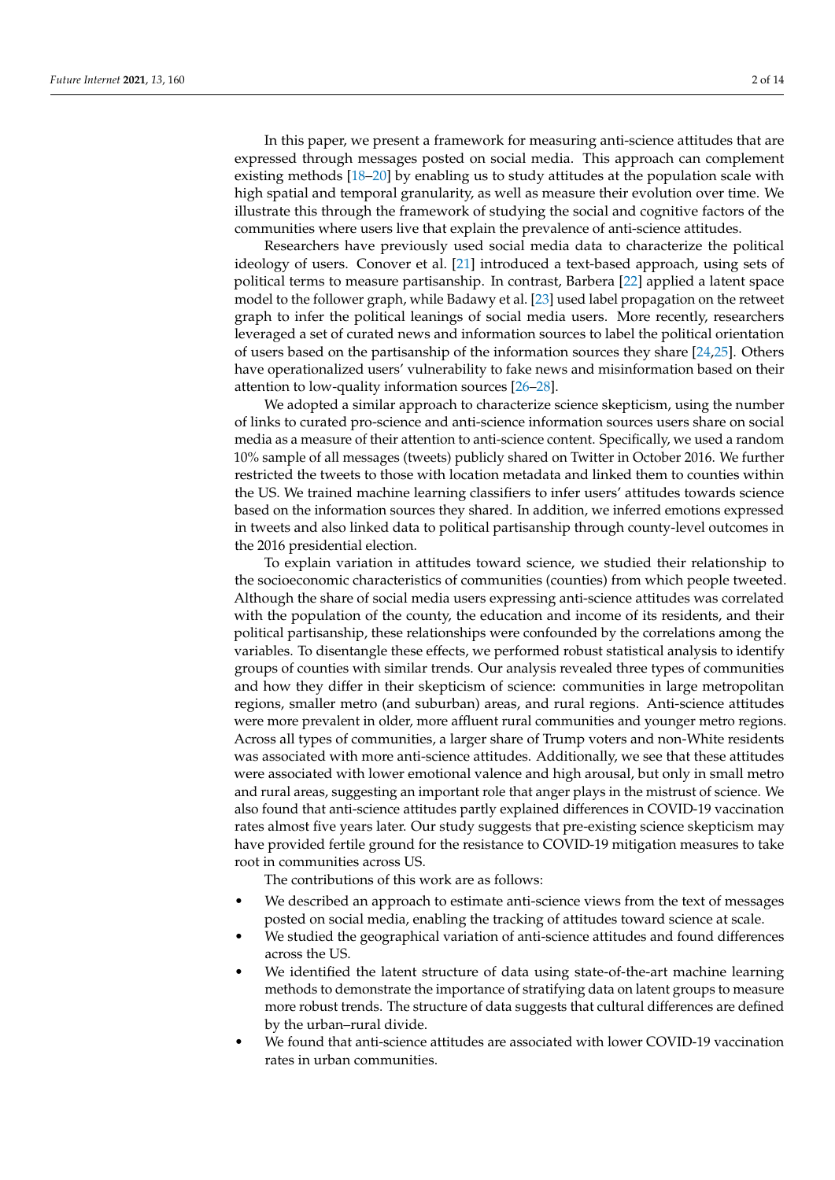In this paper, we present a framework for measuring anti-science attitudes that are expressed through messages posted on social media. This approach can complement existing methods [18–20] by enabling us to study attitudes at the population scale with high spatial and temporal granularity, as well as measure their evolution over time. We illustrate this through the framework of studying the social and cognitive factors of the communities where users live that explain the prevalence of anti-science attitudes.

Researchers have previously used social media data to characterize the political ideology of users. Conover et al. [21] introduced a text-based approach, using sets of political terms to measure partisanship. In contrast, Barbera [22] applied a latent space model to the follower graph, while Badawy et al. [23] used label propagation on the retweet graph to infer the political leanings of social media users. More recently, researchers leveraged a set of curated news and information sources to label the political orientation of users based on the partisanship of the information sources they share [24,25]. Others have operationalized users' vulnerability to fake news and misinformation based on their attention to low-quality information sources [26–28].

We adopted a similar approach to characterize science skepticism, using the number of links to curated pro-science and anti-science information sources users share on social media as a measure of their attention to anti-science content. Specifically, we used a random 10% sample of all messages (tweets) publicly shared on Twitter in October 2016. We further restricted the tweets to those with location metadata and linked them to counties within the US. We trained machine learning classifiers to infer users' attitudes towards science based on the information sources they shared. In addition, we inferred emotions expressed in tweets and also linked data to political partisanship through county-level outcomes in the 2016 presidential election.

To explain variation in attitudes toward science, we studied their relationship to the socioeconomic characteristics of communities (counties) from which people tweeted. Although the share of social media users expressing anti-science attitudes was correlated with the population of the county, the education and income of its residents, and their political partisanship, these relationships were confounded by the correlations among the variables. To disentangle these effects, we performed robust statistical analysis to identify groups of counties with similar trends. Our analysis revealed three types of communities and how they differ in their skepticism of science: communities in large metropolitan regions, smaller metro (and suburban) areas, and rural regions. Anti-science attitudes were more prevalent in older, more affluent rural communities and younger metro regions. Across all types of communities, a larger share of Trump voters and non-White residents was associated with more anti-science attitudes. Additionally, we see that these attitudes were associated with lower emotional valence and high arousal, but only in small metro and rural areas, suggesting an important role that anger plays in the mistrust of science. We also found that anti-science attitudes partly explained differences in COVID-19 vaccination rates almost five years later. Our study suggests that pre-existing science skepticism may have provided fertile ground for the resistance to COVID-19 mitigation measures to take root in communities across US.

The contributions of this work are as follows:

- We described an approach to estimate anti-science views from the text of messages posted on social media, enabling the tracking of attitudes toward science at scale.
- We studied the geographical variation of anti-science attitudes and found differences across the US.
- We identified the latent structure of data using state-of-the-art machine learning methods to demonstrate the importance of stratifying data on latent groups to measure more robust trends. The structure of data suggests that cultural differences are defined by the urban–rural divide.
- We found that anti-science attitudes are associated with lower COVID-19 vaccination rates in urban communities.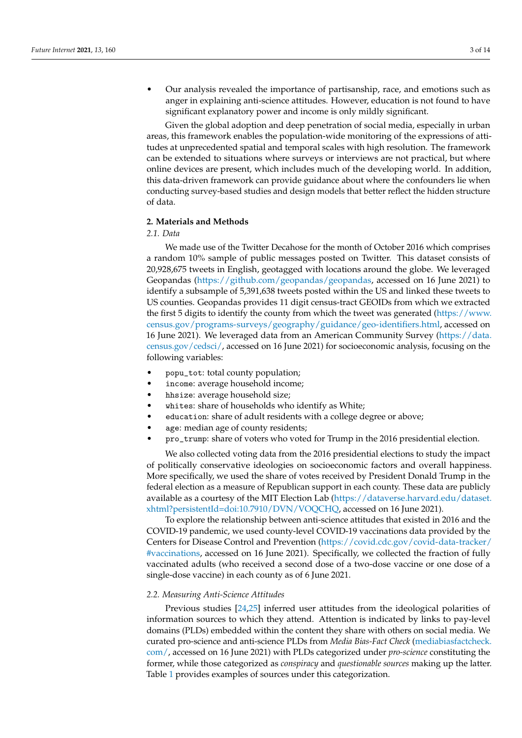- Our analysis revealed the importance of partisanship, race, and emotions such as anger in explaining anti-science attitudes. However, education is not found to have significant explanatory power and income is only mildly significant.

Given the global adoption and deep penetration of social media, especially in urban areas, this framework enables the population-wide monitoring of the expressions of attitudes at unprecedented spatial and temporal scales with high resolution. The framework can be extended to situations where surveys or interviews are not practical, but where online devices are present, which includes much of the developing world. In addition, this data-driven framework can provide guidance about where the confounders lie when conducting survey-based studies and design models that better reflect the hidden structure of data.

## 2. Materials and Methods

### 2.1. Data

We made use of the Twitter Decahose for the month of October 2016 which comprises a random 10% sample of public messages posted on Twitter. This dataset consists of 20,928,675 tweets in English, geotagged with locations around the globe. We leveraged Geopandas (https://github.com/geopandas/geopandas, accessed on 16 June 2021) to identify a subsample of 5,391,638 tweets posted within the US and linked these tweets to US counties. Geopandas provides 11 digit census-tract GEOIDs from which we extracted the first 5 digits to identify the county from which the tweet was generated (https://www.census.gov/programs-surveys/geography/guidance/geo-identifiers.html, accessed on 16 June 2021). We leveraged data from an American Community Survey (https://data.census.gov/cedsci/, accessed on 16 June 2021) for socioeconomic analysis, focusing on the following variables:

- `popu_tot`: total county population;
- `income`: average household income;
- `hhsize`: average household size;
- `whites`: share of households who identify as White;
- `education`: share of adult residents with a college degree or above;
- `age`: median age of county residents;
- `pro_trump`: share of voters who voted for Trump in the 2016 presidential election.

We also collected voting data from the 2016 presidential elections to study the impact of politically conservative ideologies on socioeconomic factors and overall happiness. More specifically, we used the share of votes received by President Donald Trump in the federal election as a measure of Republican support in each county. These data are publicly available as a courtesy of the MIT Election Lab (https://dataverse.harvard.edu/dataset.xhtml?persistentId=doi:10.7910/DVN/VOQCHQ, accessed on 16 June 2021).

To explore the relationship between anti-science attitudes that existed in 2016 and the COVID-19 pandemic, we used county-level COVID-19 vaccinations data provided by the Centers for Disease Control and Prevention (https://covid.cdc.gov/covid-data-tracker/#vaccinations, accessed on 16 June 2021). Specifically, we collected the fraction of fully vaccinated adults (who received a second dose of a two-dose vaccine or one dose of a single-dose vaccine) in each county as of 6 June 2021.

### 2.2. Measuring Anti-Science Attitudes

Previous studies [24,25] inferred user attitudes from the ideological polarities of information sources to which they attend. Attention is indicated by links to pay-level domains (PLDs) embedded within the content they share with others on social media. We curated pro-science and anti-science PLDs from *Media Bias-Fact Check* (mediabiasfactcheck.com/, accessed on 16 June 2021) with PLDs categorized under *pro-science* constituting the former, while those categorized as *conspiracy* and *questionable sources* making up the latter. Table 1 provides examples of sources under this categorization.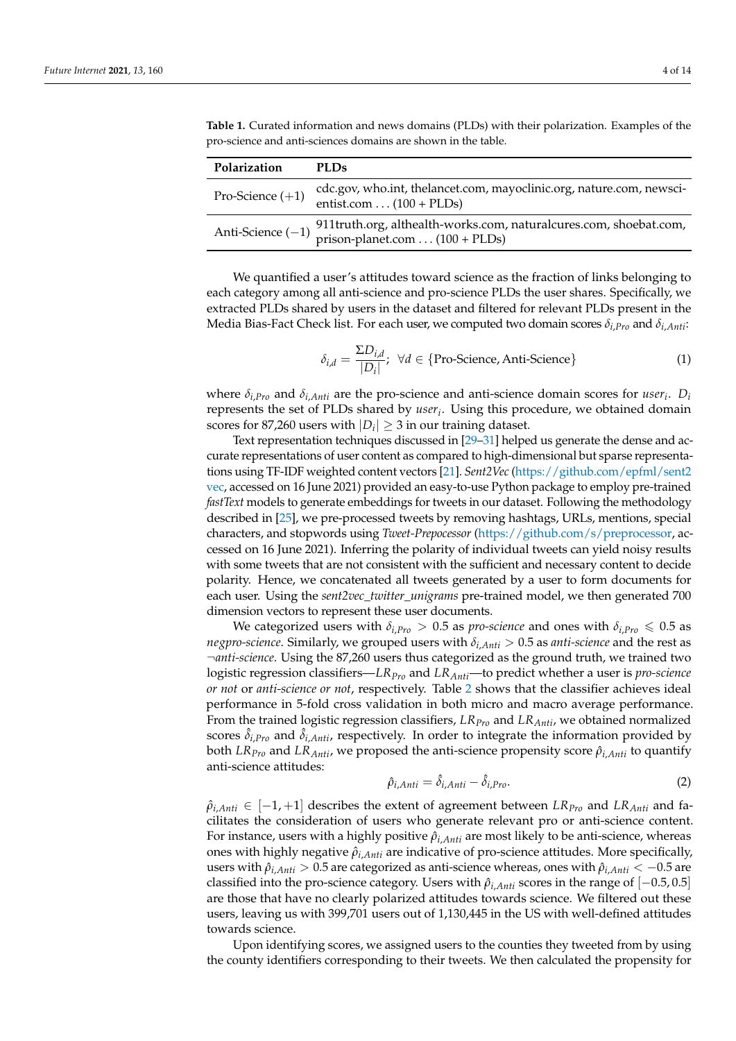**Table 1.** Curated information and news domains (PLDs) with their polarization. Examples of the pro-science and anti-sciences domains are shown in the table.

| Polarization | PLDs |
|---|---|
| Pro-Science (+1) | cdc.gov, who.int, thelancet.com, mayoclinic.org, nature.com, newscientist.com . . . (100 + PLDs) |
| Anti-Science (−1) | 911truth.org, althealth-works.com, naturalcures.com, shoebat.com, prison-planet.com . . . (100 + PLDs) |

We quantified a user's attitudes toward science as the fraction of links belonging to each category among all anti-science and pro-science PLDs the user shares. Specifically, we extracted PLDs shared by users in the dataset and filtered for relevant PLDs present in the Media Bias-Fact Check list. For each user, we computed two domain scores $\delta_{i,Pro}$ and $\delta_{i,Anti}$:

$$\delta_{i,d} = \frac{\Sigma D_{i,d}}{|D_i|};\ \ \forall d \in \{\text{Pro-Science, Anti-Science}\} \tag{1}$$

where $\delta_{i,Pro}$ and $\delta_{i,Anti}$ are the pro-science and anti-science domain scores for $user_i$. $D_i$ represents the set of PLDs shared by $user_i$. Using this procedure, we obtained domain scores for 87,260 users with $|D_i| \geq 3$ in our training dataset.

Text representation techniques discussed in [29–31] helped us generate the dense and accurate representations of user content as compared to high-dimensional but sparse representations using TF-IDF weighted content vectors [21]. *Sent2Vec* (https://github.com/epfml/sent2vec, accessed on 16 June 2021) provided an easy-to-use Python package to employ pre-trained *fastText* models to generate embeddings for tweets in our dataset. Following the methodology described in [25], we pre-processed tweets by removing hashtags, URLs, mentions, special characters, and stopwords using *Tweet-Prepocessor* (https://github.com/s/preprocessor, accessed on 16 June 2021). Inferring the polarity of individual tweets can yield noisy results with some tweets that are not consistent with the sufficient and necessary content to decide polarity. Hence, we concatenated all tweets generated by a user to form documents for each user. Using the *sent2vec_twitter_unigrams* pre-trained model, we then generated 700 dimension vectors to represent these user documents.

We categorized users with $\delta_{i,Pro} > 0.5$ as *pro-science* and ones with $\delta_{i,Pro} \leqslant 0.5$ as *negpro-science*. Similarly, we grouped users with $\delta_{i,Anti} > 0.5$ as *anti-science* and the rest as *¬anti-science*. Using the 87,260 users thus categorized as the ground truth, we trained two logistic regression classifiers—$LR_{Pro}$ and $LR_{Anti}$—to predict whether a user is *pro-science or not* or *anti-science or not*, respectively. Table 2 shows that the classifier achieves ideal performance in 5-fold cross validation in both micro and macro average performance. From the trained logistic regression classifiers, $LR_{Pro}$ and $LR_{Anti}$, we obtained normalized scores $\hat{\delta}_{i,Pro}$ and $\hat{\delta}_{i,Anti}$, respectively. In order to integrate the information provided by both $LR_{Pro}$ and $LR_{Anti}$, we proposed the anti-science propensity score $\hat{\rho}_{i,Anti}$ to quantify anti-science attitudes:

$$\hat{\rho}_{i,Anti} = \hat{\delta}_{i,Anti} - \hat{\delta}_{i,Pro}. \tag{2}$$

$\hat{\rho}_{i,Anti} \in [-1, +1]$ describes the extent of agreement between $LR_{Pro}$ and $LR_{Anti}$ and facilitates the consideration of users who generate relevant pro or anti-science content. For instance, users with a highly positive $\hat{\rho}_{i,Anti}$ are most likely to be anti-science, whereas ones with highly negative $\hat{\rho}_{i,Anti}$ are indicative of pro-science attitudes. More specifically, users with $\hat{\rho}_{i,Anti} > 0.5$ are categorized as anti-science whereas, ones with $\hat{\rho}_{i,Anti} < -0.5$ are classified into the pro-science category. Users with $\hat{\rho}_{i,Anti}$ scores in the range of $[-0.5, 0.5]$ are those that have no clearly polarized attitudes towards science. We filtered out these users, leaving us with 399,701 users out of 1,130,445 in the US with well-defined attitudes towards science.

Upon identifying scores, we assigned users to the counties they tweeted from by using the county identifiers corresponding to their tweets. We then calculated the propensity for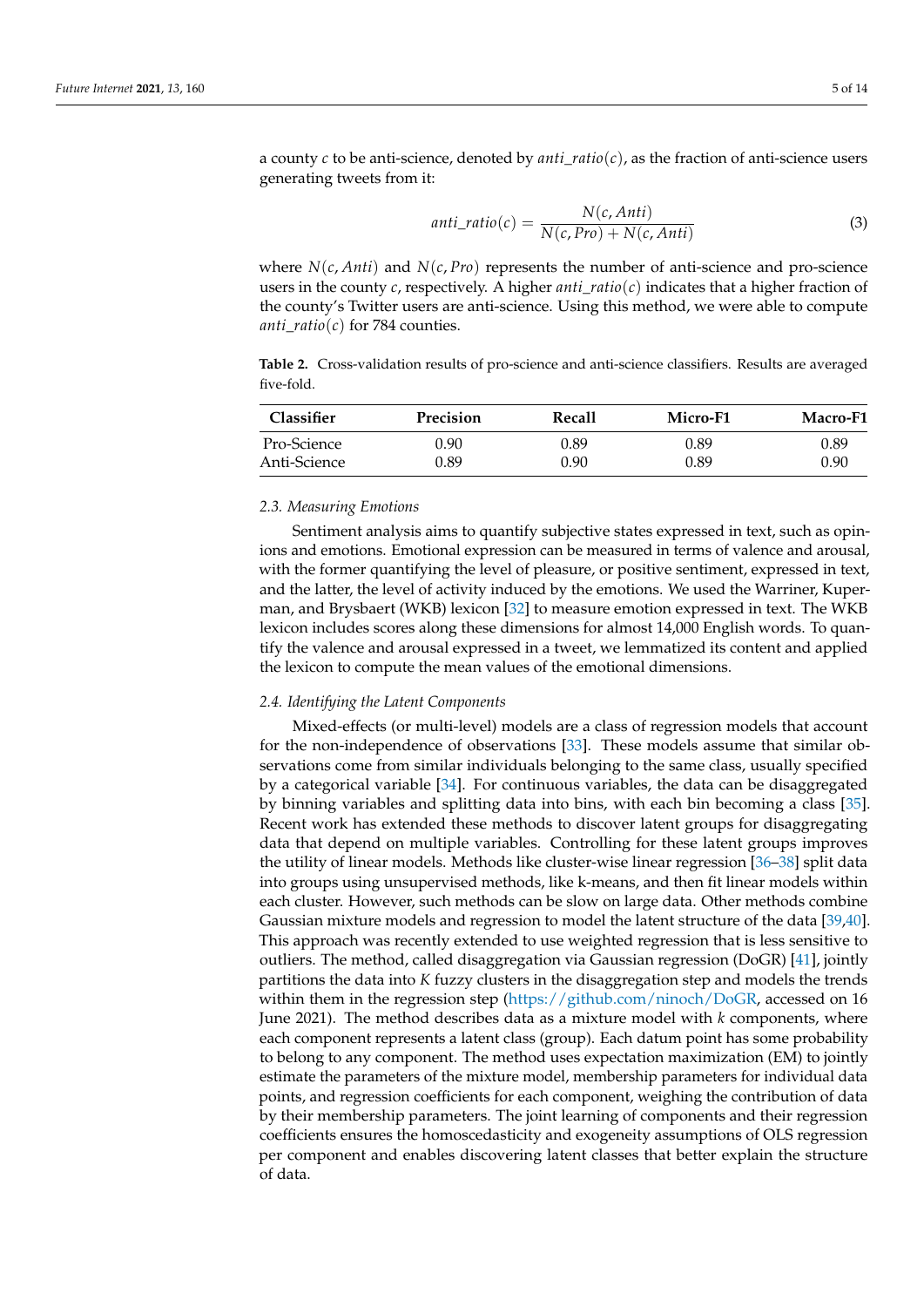a county $c$ to be anti-science, denoted by $anti\_ratio(c)$, as the fraction of anti-science users generating tweets from it:

$$anti\_ratio(c) = \frac{N(c, Anti)}{N(c, Pro) + N(c, Anti)} \tag{3}$$

where $N(c, Anti)$ and $N(c, Pro)$ represents the number of anti-science and pro-science users in the county $c$, respectively. A higher $anti\_ratio(c)$ indicates that a higher fraction of the county's Twitter users are anti-science. Using this method, we were able to compute $anti\_ratio(c)$ for 784 counties.

**Table 2.** Cross-validation results of pro-science and anti-science classifiers. Results are averaged five-fold.

| Classifier | Precision | Recall | Micro-F1 | Macro-F1 |
|---|---|---|---|---|
| Pro-Science | 0.90 | 0.89 | 0.89 | 0.89 |
| Anti-Science | 0.89 | 0.90 | 0.89 | 0.90 |

### *2.3. Measuring Emotions*

Sentiment analysis aims to quantify subjective states expressed in text, such as opinions and emotions. Emotional expression can be measured in terms of valence and arousal, with the former quantifying the level of pleasure, or positive sentiment, expressed in text, and the latter, the level of activity induced by the emotions. We used the Warriner, Kuperman, and Brysbaert (WKB) lexicon [32] to measure emotion expressed in text. The WKB lexicon includes scores along these dimensions for almost 14,000 English words. To quantify the valence and arousal expressed in a tweet, we lemmatized its content and applied the lexicon to compute the mean values of the emotional dimensions.

### *2.4. Identifying the Latent Components*

Mixed-effects (or multi-level) models are a class of regression models that account for the non-independence of observations [33]. These models assume that similar observations come from similar individuals belonging to the same class, usually specified by a categorical variable [34]. For continuous variables, the data can be disaggregated by binning variables and splitting data into bins, with each bin becoming a class [35]. Recent work has extended these methods to discover latent groups for disaggregating data that depend on multiple variables. Controlling for these latent groups improves the utility of linear models. Methods like cluster-wise linear regression [36–38] split data into groups using unsupervised methods, like k-means, and then fit linear models within each cluster. However, such methods can be slow on large data. Other methods combine Gaussian mixture models and regression to model the latent structure of the data [39,40]. This approach was recently extended to use weighted regression that is less sensitive to outliers. The method, called disaggregation via Gaussian regression (DoGR) [41], jointly partitions the data into $K$ fuzzy clusters in the disaggregation step and models the trends within them in the regression step (https://github.com/ninoch/DoGR, accessed on 16 June 2021). The method describes data as a mixture model with $k$ components, where each component represents a latent class (group). Each datum point has some probability to belong to any component. The method uses expectation maximization (EM) to jointly estimate the parameters of the mixture model, membership parameters for individual data points, and regression coefficients for each component, weighing the contribution of data by their membership parameters. The joint learning of components and their regression coefficients ensures the homoscedasticity and exogeneity assumptions of OLS regression per component and enables discovering latent classes that better explain the structure of data.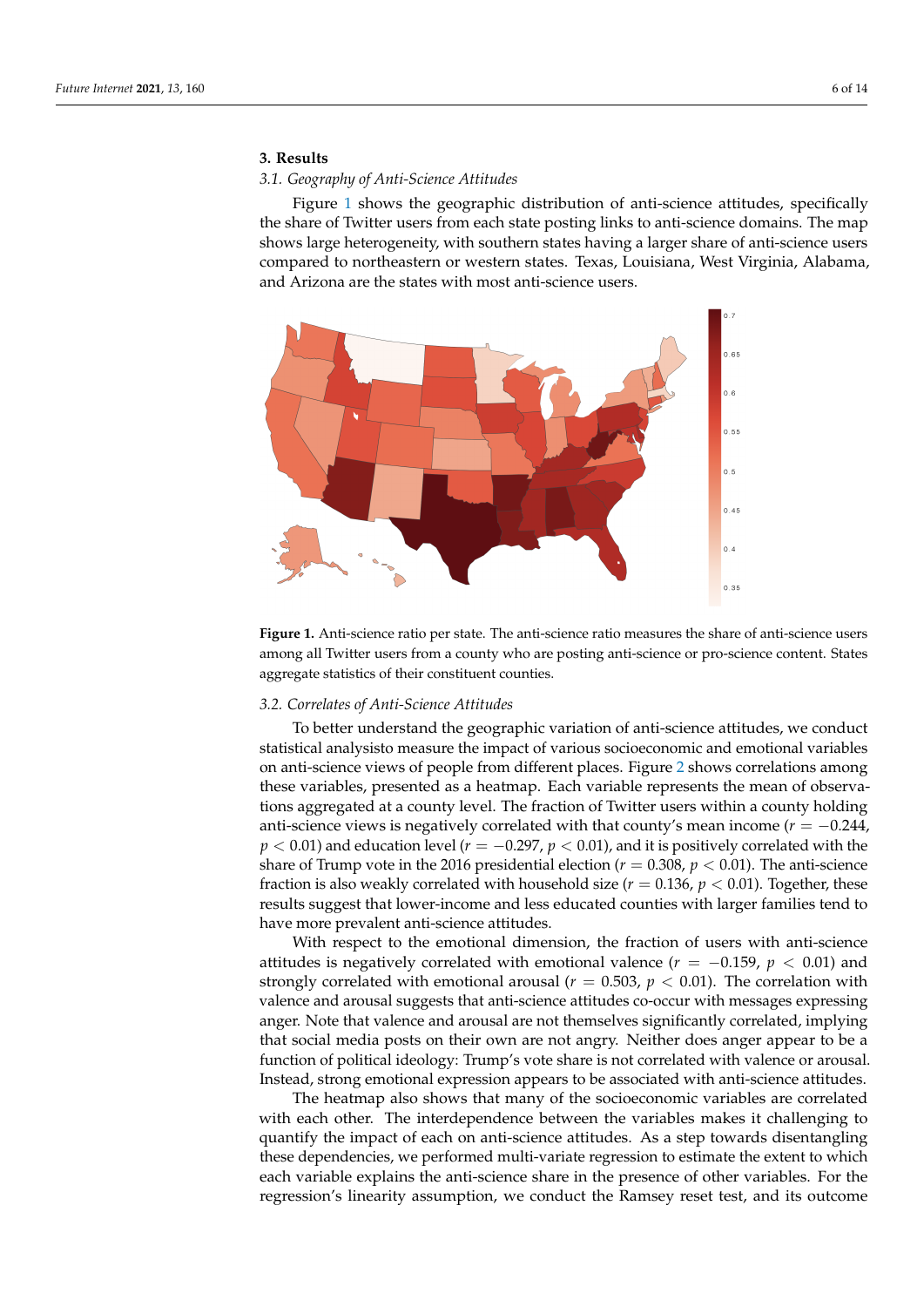## 3. Results

### 3.1. Geography of Anti-Science Attitudes

Figure 1 shows the geographic distribution of anti-science attitudes, specifically the share of Twitter users from each state posting links to anti-science domains. The map shows large heterogeneity, with southern states having a larger share of anti-science users compared to northeastern or western states. Texas, Louisiana, West Virginia, Alabama, and Arizona are the states with most anti-science users.

**Figure 1.** Anti-science ratio per state. The anti-science ratio measures the share of anti-science users among all Twitter users from a county who are posting anti-science or pro-science content. States aggregate statistics of their constituent counties.

### 3.2. Correlates of Anti-Science Attitudes

To better understand the geographic variation of anti-science attitudes, we conduct statistical analysisto measure the impact of various socioeconomic and emotional variables on anti-science views of people from different places. Figure 2 shows correlations among these variables, presented as a heatmap. Each variable represents the mean of observations aggregated at a county level. The fraction of Twitter users within a county holding anti-science views is negatively correlated with that county's mean income ($r = -0.244$, $p < 0.01$) and education level ($r = -0.297$, $p < 0.01$), and it is positively correlated with the share of Trump vote in the 2016 presidential election ($r = 0.308$, $p < 0.01$). The anti-science fraction is also weakly correlated with household size ($r = 0.136$, $p < 0.01$). Together, these results suggest that lower-income and less educated counties with larger families tend to have more prevalent anti-science attitudes.

With respect to the emotional dimension, the fraction of users with anti-science attitudes is negatively correlated with emotional valence ($r = -0.159$, $p < 0.01$) and strongly correlated with emotional arousal ($r = 0.503$, $p < 0.01$). The correlation with valence and arousal suggests that anti-science attitudes co-occur with messages expressing anger. Note that valence and arousal are not themselves significantly correlated, implying that social media posts on their own are not angry. Neither does anger appear to be a function of political ideology: Trump's vote share is not correlated with valence or arousal. Instead, strong emotional expression appears to be associated with anti-science attitudes.

The heatmap also shows that many of the socioeconomic variables are correlated with each other. The interdependence between the variables makes it challenging to quantify the impact of each on anti-science attitudes. As a step towards disentangling these dependencies, we performed multi-variate regression to estimate the extent to which each variable explains the anti-science share in the presence of other variables. For the regression's linearity assumption, we conduct the Ramsey reset test, and its outcome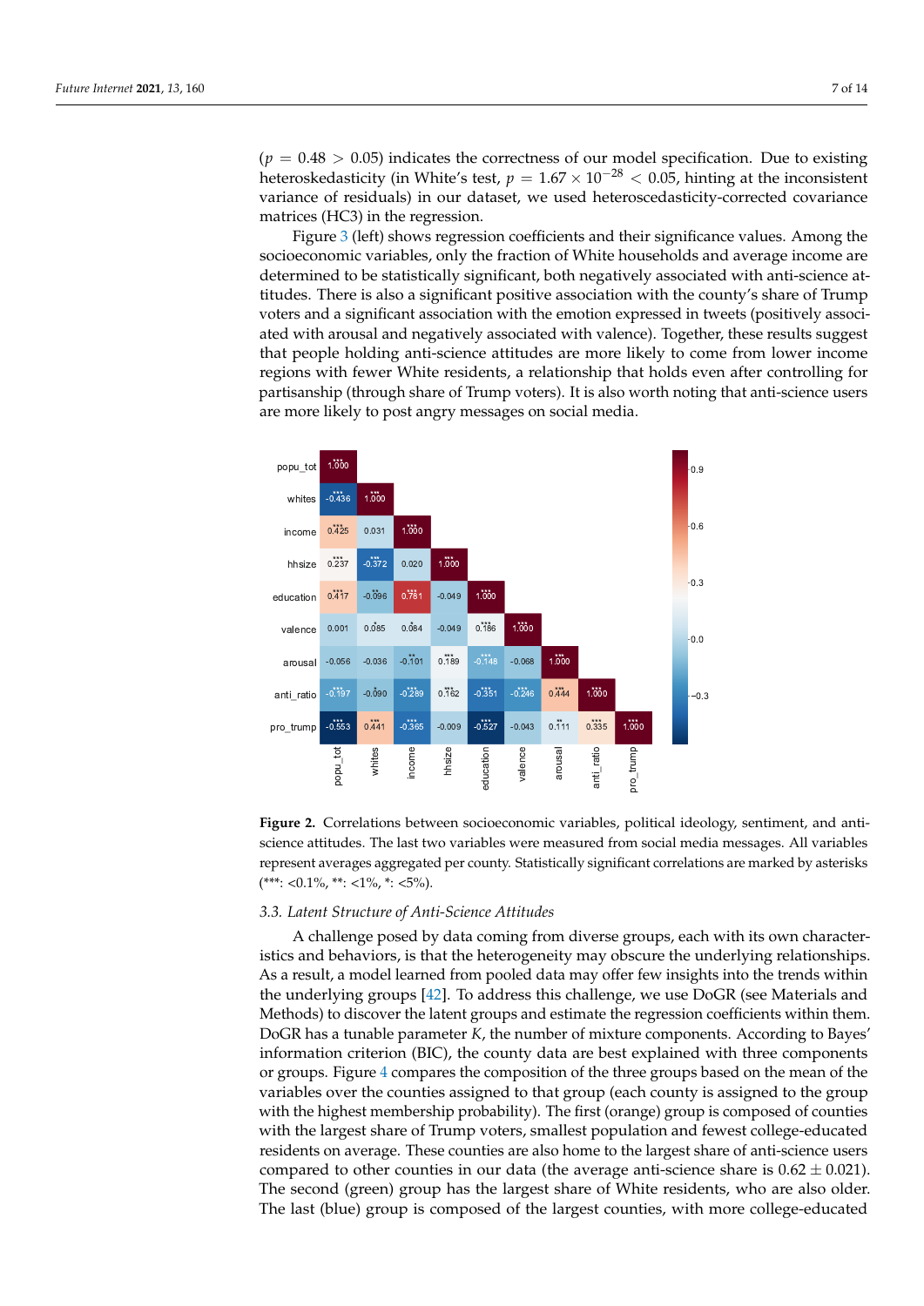($p = 0.48 > 0.05$) indicates the correctness of our model specification. Due to existing heteroskedasticity (in White's test, $p = 1.67 \times 10^{-28} < 0.05$, hinting at the inconsistent variance of residuals) in our dataset, we used heteroscedasticity-corrected covariance matrices (HC3) in the regression.

Figure 3 (left) shows regression coefficients and their significance values. Among the socioeconomic variables, only the fraction of White households and average income are determined to be statistically significant, both negatively associated with anti-science attitudes. There is also a significant positive association with the county's share of Trump voters and a significant association with the emotion expressed in tweets (positively associated with arousal and negatively associated with valence). Together, these results suggest that people holding anti-science attitudes are more likely to come from lower income regions with fewer White residents, a relationship that holds even after controlling for partisanship (through share of Trump voters). It is also worth noting that anti-science users are more likely to post angry messages on social media.

|  | popu_tot | whites | income | hhsize | education | valence | arousal | anti_ratio | pro_trump |
|---|---|---|---|---|---|---|---|---|---|
| popu_tot | 1.000*** | | | | | | | | |
| whites | -0.436*** | 1.000*** | | | | | | | |
| income | 0.425*** | 0.031 | 1.000*** | | | | | | |
| hhsize | 0.237*** | -0.372*** | 0.020 | 1.000*** | | | | | |
| education | 0.417*** | -0.096** | 0.761*** | -0.049 | 1.000*** | | | | |
| valence | 0.001 | 0.085* | 0.084* | -0.049 | 0.186*** | 1.000*** | | | |
| arousal | -0.056 | -0.036 | -0.101** | 0.189*** | -0.148*** | -0.068 | 1.000*** | | |
| anti_ratio | -0.197*** | -0.090* | -0.289*** | 0.162*** | -0.351*** | -0.246*** | 0.444*** | 1.000*** | |
| pro_trump | -0.553*** | 0.441*** | -0.365*** | -0.009 | -0.527*** | -0.043 | 0.111** | 0.335*** | 1.000*** |

**Figure 2.** Correlations between socioeconomic variables, political ideology, sentiment, and anti-science attitudes. The last two variables were measured from social media messages. All variables represent averages aggregated per county. Statistically significant correlations are marked by asterisks (***: <0.1%, **: <1%, *: <5%).

### 3.3. Latent Structure of Anti-Science Attitudes

A challenge posed by data coming from diverse groups, each with its own characteristics and behaviors, is that the heterogeneity may obscure the underlying relationships. As a result, a model learned from pooled data may offer few insights into the trends within the underlying groups [42]. To address this challenge, we use DoGR (see Materials and Methods) to discover the latent groups and estimate the regression coefficients within them. DoGR has a tunable parameter $K$, the number of mixture components. According to Bayes' information criterion (BIC), the county data are best explained with three components or groups. Figure 4 compares the composition of the three groups based on the mean of the variables over the counties assigned to that group (each county is assigned to the group with the highest membership probability). The first (orange) group is composed of counties with the largest share of Trump voters, smallest population and fewest college-educated residents on average. These counties are also home to the largest share of anti-science users compared to other counties in our data (the average anti-science share is $0.62 \pm 0.021$). The second (green) group has the largest share of White residents, who are also older. The last (blue) group is composed of the largest counties, with more college-educated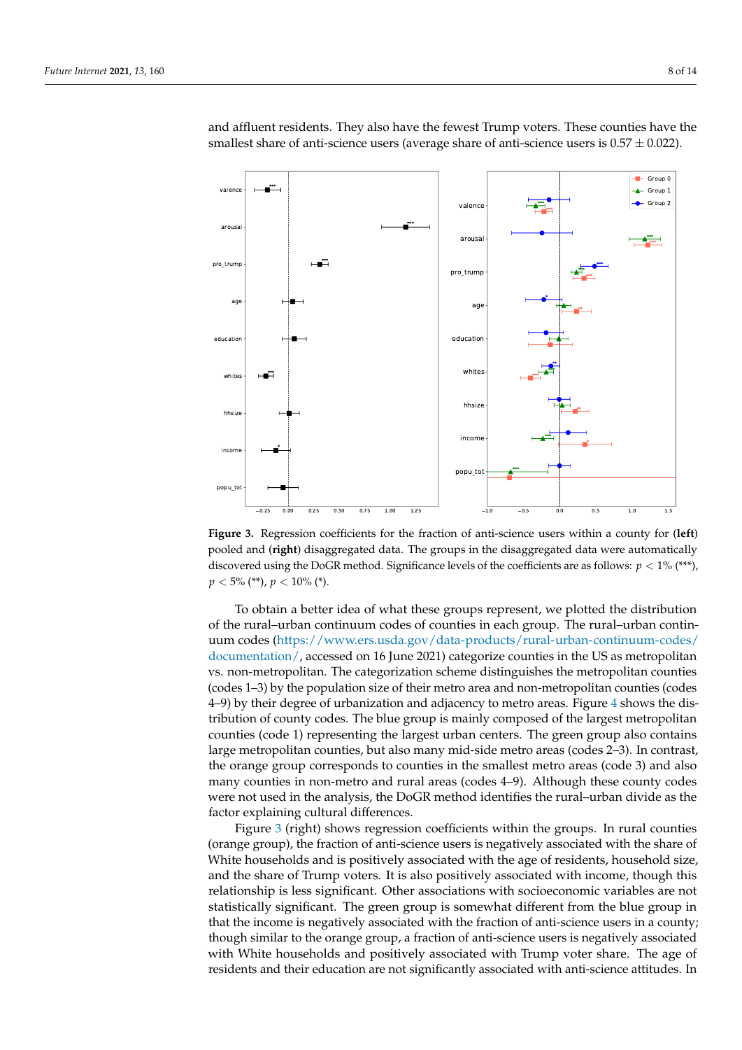and affluent residents. They also have the fewest Trump voters. These counties have the smallest share of anti-science users (average share of anti-science users is $0.57 \pm 0.022$).

**Figure 3.** Regression coefficients for the fraction of anti-science users within a county for (**left**) pooled and (**right**) disaggregated data. The groups in the disaggregated data were automatically discovered using the DoGR method. Significance levels of the coefficients are as follows: $p < 1\%$ (***), $p < 5\%$ (**), $p < 10\%$ (*).

To obtain a better idea of what these groups represent, we plotted the distribution of the rural–urban continuum codes of counties in each group. The rural–urban continuum codes (https://www.ers.usda.gov/data-products/rural-urban-continuum-codes/documentation/, accessed on 16 June 2021) categorize counties in the US as metropolitan vs. non-metropolitan. The categorization scheme distinguishes the metropolitan counties (codes 1–3) by the population size of their metro area and non-metropolitan counties (codes 4–9) by their degree of urbanization and adjacency to metro areas. Figure 4 shows the distribution of county codes. The blue group is mainly composed of the largest metropolitan counties (code 1) representing the largest urban centers. The green group also contains large metropolitan counties, but also many mid-side metro areas (codes 2–3). In contrast, the orange group corresponds to counties in the smallest metro areas (code 3) and also many counties in non-metro and rural areas (codes 4–9). Although these county codes were not used in the analysis, the DoGR method identifies the rural–urban divide as the factor explaining cultural differences.

Figure 3 (right) shows regression coefficients within the groups. In rural counties (orange group), the fraction of anti-science users is negatively associated with the share of White households and is positively associated with the age of residents, household size, and the share of Trump voters. It is also positively associated with income, though this relationship is less significant. Other associations with socioeconomic variables are not statistically significant. The green group is somewhat different from the blue group in that the income is negatively associated with the fraction of anti-science users in a county; though similar to the orange group, a fraction of anti-science users is negatively associated with White households and positively associated with Trump voter share. The age of residents and their education are not significantly associated with anti-science attitudes. In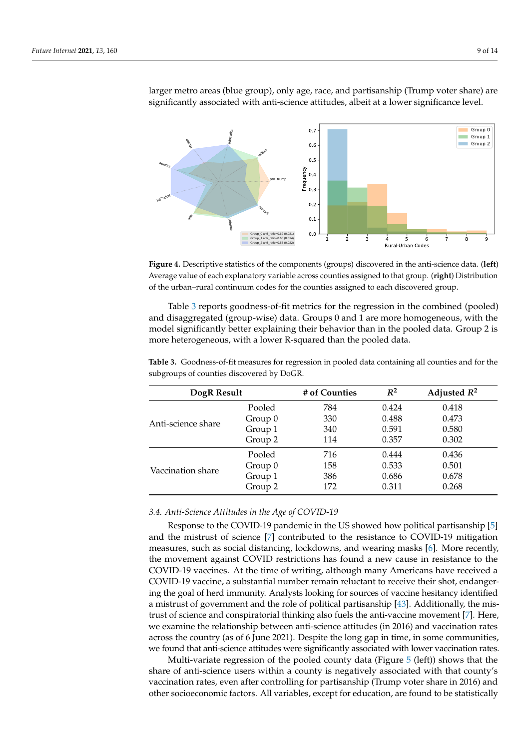larger metro areas (blue group), only age, race, and partisanship (Trump voter share) are significantly associated with anti-science attitudes, albeit at a lower significance level.

**Figure 4.** Descriptive statistics of the components (groups) discovered in the anti-science data. (**left**) Average value of each explanatory variable across counties assigned to that group. (**right**) Distribution of the urban–rural continuum codes for the counties assigned to each discovered group.

Table 3 reports goodness-of-fit metrics for the regression in the combined (pooled) and disaggregated (group-wise) data. Groups 0 and 1 are more homogeneous, with the model significantly better explaining their behavior than in the pooled data. Group 2 is more heterogeneous, with a lower R-squared than the pooled data.

**Table 3.** Goodness-of-fit measures for regression in pooled data containing all counties and for the subgroups of counties discovered by DoGR.

| DogR Result | | # of Counties | $R^2$ | Adjusted $R^2$ |
|---|---|---|---|---|
| Anti-science share | Pooled | 784 | 0.424 | 0.418 |
| | Group 0 | 330 | 0.488 | 0.473 |
| | Group 1 | 340 | 0.591 | 0.580 |
| | Group 2 | 114 | 0.357 | 0.302 |
| Vaccination share | Pooled | 716 | 0.444 | 0.436 |
| | Group 0 | 158 | 0.533 | 0.501 |
| | Group 1 | 386 | 0.686 | 0.678 |
| | Group 2 | 172 | 0.311 | 0.268 |

### 3.4. Anti-Science Attitudes in the Age of COVID-19

Response to the COVID-19 pandemic in the US showed how political partisanship [5] and the mistrust of science [7] contributed to the resistance to COVID-19 mitigation measures, such as social distancing, lockdowns, and wearing masks [6]. More recently, the movement against COVID restrictions has found a new cause in resistance to the COVID-19 vaccines. At the time of writing, although many Americans have received a COVID-19 vaccine, a substantial number remain reluctant to receive their shot, endangering the goal of herd immunity. Analysts looking for sources of vaccine hesitancy identified a mistrust of government and the role of political partisanship [43]. Additionally, the mistrust of science and conspiratorial thinking also fuels the anti-vaccine movement [7]. Here, we examine the relationship between anti-science attitudes (in 2016) and vaccination rates across the country (as of 6 June 2021). Despite the long gap in time, in some communities, we found that anti-science attitudes were significantly associated with lower vaccination rates.

Multi-variate regression of the pooled county data (Figure 5 (left)) shows that the share of anti-science users within a county is negatively associated with that county's vaccination rates, even after controlling for partisanship (Trump voter share in 2016) and other socioeconomic factors. All variables, except for education, are found to be statistically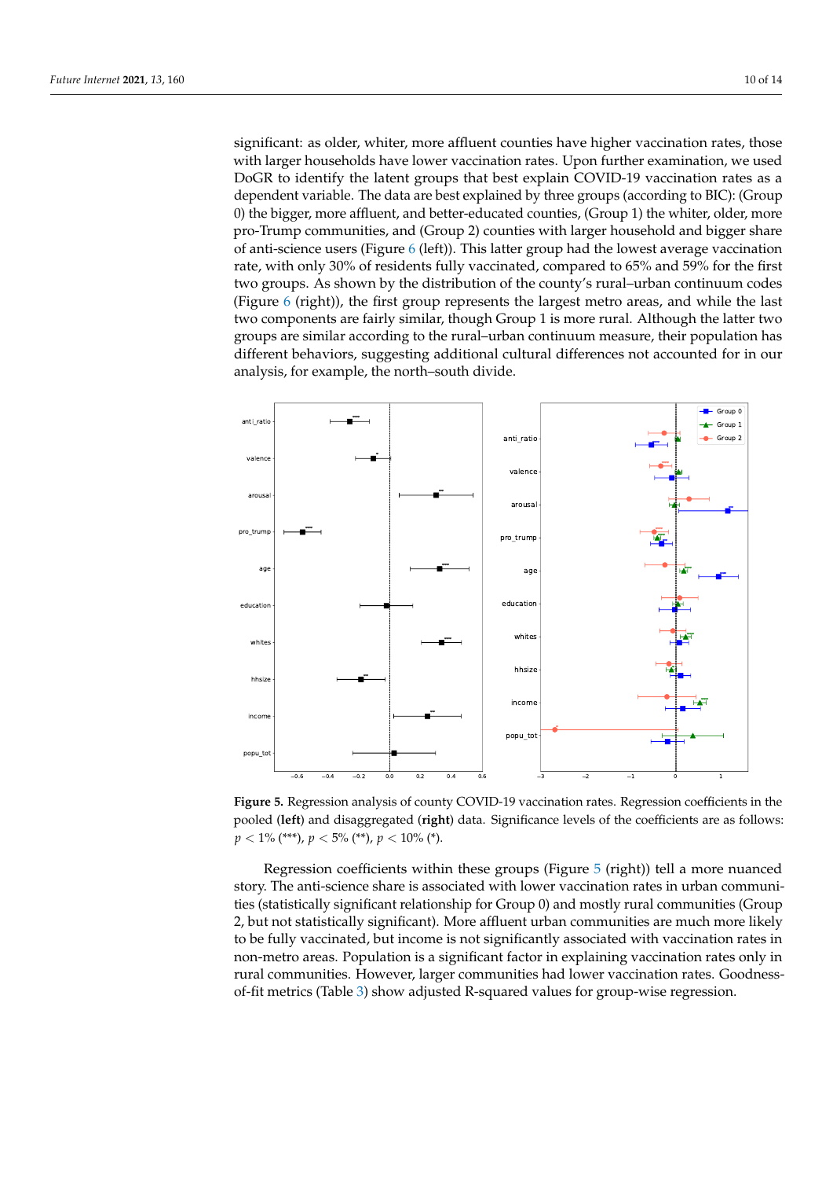significant: as older, whiter, more affluent counties have higher vaccination rates, those with larger households have lower vaccination rates. Upon further examination, we used DoGR to identify the latent groups that best explain COVID-19 vaccination rates as a dependent variable. The data are best explained by three groups (according to BIC): (Group 0) the bigger, more affluent, and better-educated counties, (Group 1) the whiter, older, more pro-Trump communities, and (Group 2) counties with larger household and bigger share of anti-science users (Figure 6 (left)). This latter group had the lowest average vaccination rate, with only 30% of residents fully vaccinated, compared to 65% and 59% for the first two groups. As shown by the distribution of the county's rural–urban continuum codes (Figure 6 (right)), the first group represents the largest metro areas, and while the last two components are fairly similar, though Group 1 is more rural. Although the latter two groups are similar according to the rural–urban continuum measure, their population has different behaviors, suggesting additional cultural differences not accounted for in our analysis, for example, the north–south divide.

**Figure 5.** Regression analysis of county COVID-19 vaccination rates. Regression coefficients in the pooled (**left**) and disaggregated (**right**) data. Significance levels of the coefficients are as follows: $p < 1\%$ (***), $p < 5\%$ (**), $p < 10\%$ (*).

Regression coefficients within these groups (Figure 5 (right)) tell a more nuanced story. The anti-science share is associated with lower vaccination rates in urban communities (statistically significant relationship for Group 0) and mostly rural communities (Group 2, but not statistically significant). More affluent urban communities are much more likely to be fully vaccinated, but income is not significantly associated with vaccination rates in non-metro areas. Population is a significant factor in explaining vaccination rates only in rural communities. However, larger communities had lower vaccination rates. Goodness-of-fit metrics (Table 3) show adjusted R-squared values for group-wise regression.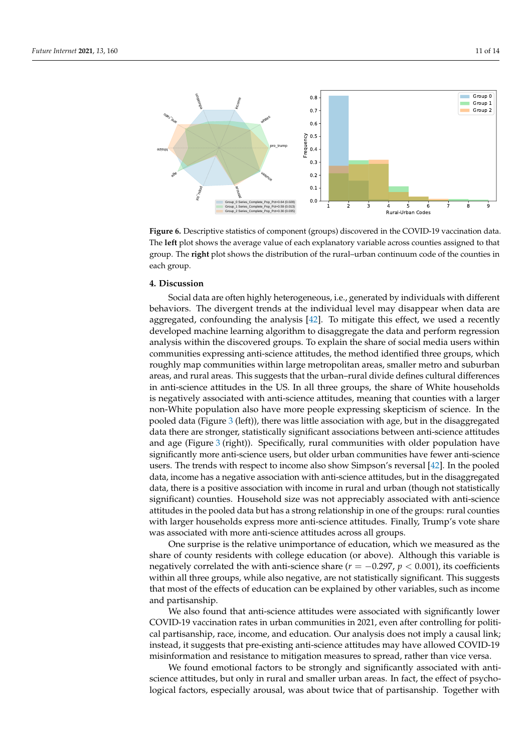**Figure 6.** Descriptive statistics of component (groups) discovered in the COVID-19 vaccination data. The **left** plot shows the average value of each explanatory variable across counties assigned to that group. The **right** plot shows the distribution of the rural–urban continuum code of the counties in each group.

## 4. Discussion

Social data are often highly heterogeneous, i.e., generated by individuals with different behaviors. The divergent trends at the individual level may disappear when data are aggregated, confounding the analysis [42]. To mitigate this effect, we used a recently developed machine learning algorithm to disaggregate the data and perform regression analysis within the discovered groups. To explain the share of social media users within communities expressing anti-science attitudes, the method identified three groups, which roughly map communities within large metropolitan areas, smaller metro and suburban areas, and rural areas. This suggests that the urban–rural divide defines cultural differences in anti-science attitudes in the US. In all three groups, the share of White households is negatively associated with anti-science attitudes, meaning that counties with a larger non-White population also have more people expressing skepticism of science. In the pooled data (Figure 3 (left)), there was little association with age, but in the disaggregated data there are stronger, statistically significant associations between anti-science attitudes and age (Figure 3 (right)). Specifically, rural communities with older population have significantly more anti-science users, but older urban communities have fewer anti-science users. The trends with respect to income also show Simpson's reversal [42]. In the pooled data, income has a negative association with anti-science attitudes, but in the disaggregated data, there is a positive association with income in rural and urban (though not statistically significant) counties. Household size was not appreciably associated with anti-science attitudes in the pooled data but has a strong relationship in one of the groups: rural counties with larger households express more anti-science attitudes. Finally, Trump's vote share was associated with more anti-science attitudes across all groups.

One surprise is the relative unimportance of education, which we measured as the share of county residents with college education (or above). Although this variable is negatively correlated the with anti-science share ($r = -0.297$, $p < 0.001$), its coefficients within all three groups, while also negative, are not statistically significant. This suggests that most of the effects of education can be explained by other variables, such as income and partisanship.

We also found that anti-science attitudes were associated with significantly lower COVID-19 vaccination rates in urban communities in 2021, even after controlling for political partisanship, race, income, and education. Our analysis does not imply a causal link; instead, it suggests that pre-existing anti-science attitudes may have allowed COVID-19 misinformation and resistance to mitigation measures to spread, rather than vice versa.

We found emotional factors to be strongly and significantly associated with anti-science attitudes, but only in rural and smaller urban areas. In fact, the effect of psychological factors, especially arousal, was about twice that of partisanship. Together with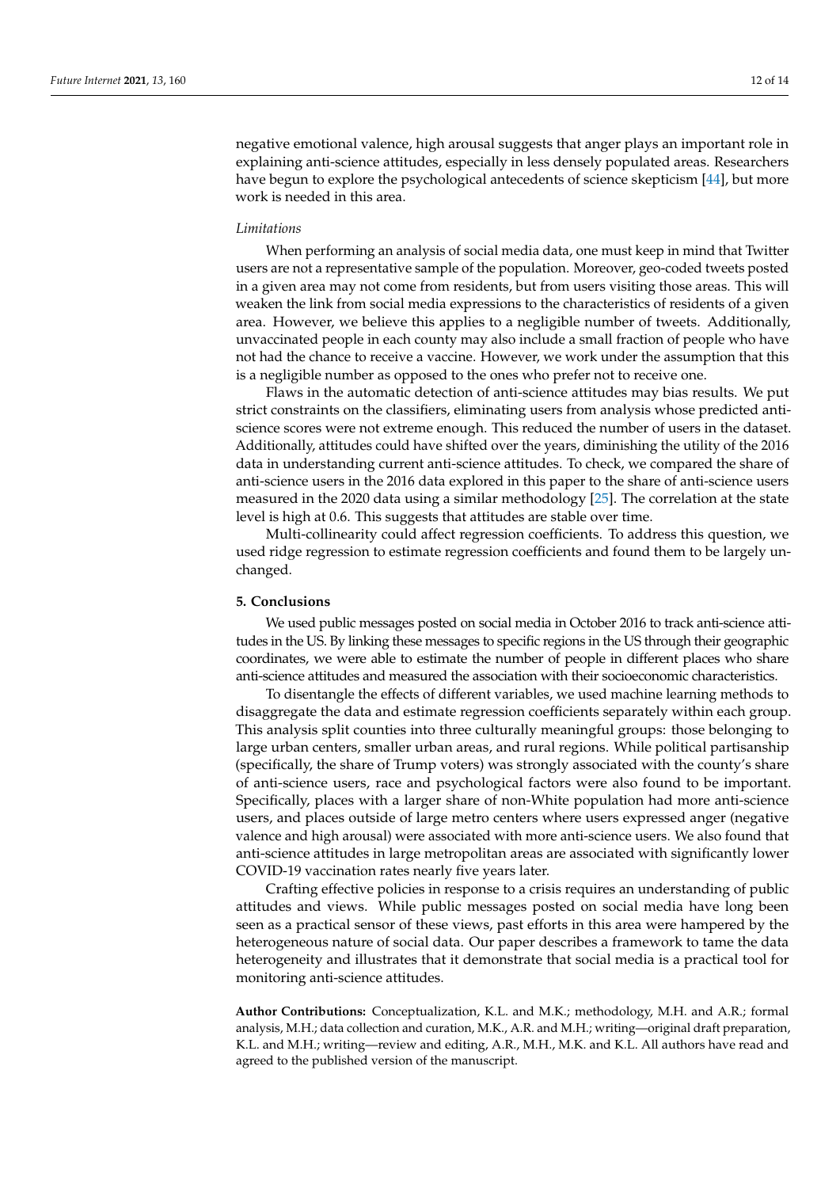negative emotional valence, high arousal suggests that anger plays an important role in explaining anti-science attitudes, especially in less densely populated areas. Researchers have begun to explore the psychological antecedents of science skepticism [44], but more work is needed in this area.

*Limitations*

When performing an analysis of social media data, one must keep in mind that Twitter users are not a representative sample of the population. Moreover, geo-coded tweets posted in a given area may not come from residents, but from users visiting those areas. This will weaken the link from social media expressions to the characteristics of residents of a given area. However, we believe this applies to a negligible number of tweets. Additionally, unvaccinated people in each county may also include a small fraction of people who have not had the chance to receive a vaccine. However, we work under the assumption that this is a negligible number as opposed to the ones who prefer not to receive one.

Flaws in the automatic detection of anti-science attitudes may bias results. We put strict constraints on the classifiers, eliminating users from analysis whose predicted anti-science scores were not extreme enough. This reduced the number of users in the dataset. Additionally, attitudes could have shifted over the years, diminishing the utility of the 2016 data in understanding current anti-science attitudes. To check, we compared the share of anti-science users in the 2016 data explored in this paper to the share of anti-science users measured in the 2020 data using a similar methodology [25]. The correlation at the state level is high at 0.6. This suggests that attitudes are stable over time.

Multi-collinearity could affect regression coefficients. To address this question, we used ridge regression to estimate regression coefficients and found them to be largely unchanged.

## 5. Conclusions

We used public messages posted on social media in October 2016 to track anti-science attitudes in the US. By linking these messages to specific regions in the US through their geographic coordinates, we were able to estimate the number of people in different places who share anti-science attitudes and measured the association with their socioeconomic characteristics.

To disentangle the effects of different variables, we used machine learning methods to disaggregate the data and estimate regression coefficients separately within each group. This analysis split counties into three culturally meaningful groups: those belonging to large urban centers, smaller urban areas, and rural regions. While political partisanship (specifically, the share of Trump voters) was strongly associated with the county's share of anti-science users, race and psychological factors were also found to be important. Specifically, places with a larger share of non-White population had more anti-science users, and places outside of large metro centers where users expressed anger (negative valence and high arousal) were associated with more anti-science users. We also found that anti-science attitudes in large metropolitan areas are associated with significantly lower COVID-19 vaccination rates nearly five years later.

Crafting effective policies in response to a crisis requires an understanding of public attitudes and views. While public messages posted on social media have long been seen as a practical sensor of these views, past efforts in this area were hampered by the heterogeneous nature of social data. Our paper describes a framework to tame the data heterogeneity and illustrates that it demonstrate that social media is a practical tool for monitoring anti-science attitudes.

**Author Contributions:** Conceptualization, K.L. and M.K.; methodology, M.H. and A.R.; formal analysis, M.H.; data collection and curation, M.K., A.R. and M.H.; writing—original draft preparation, K.L. and M.H.; writing—review and editing, A.R., M.H., M.K. and K.L. All authors have read and agreed to the published version of the manuscript.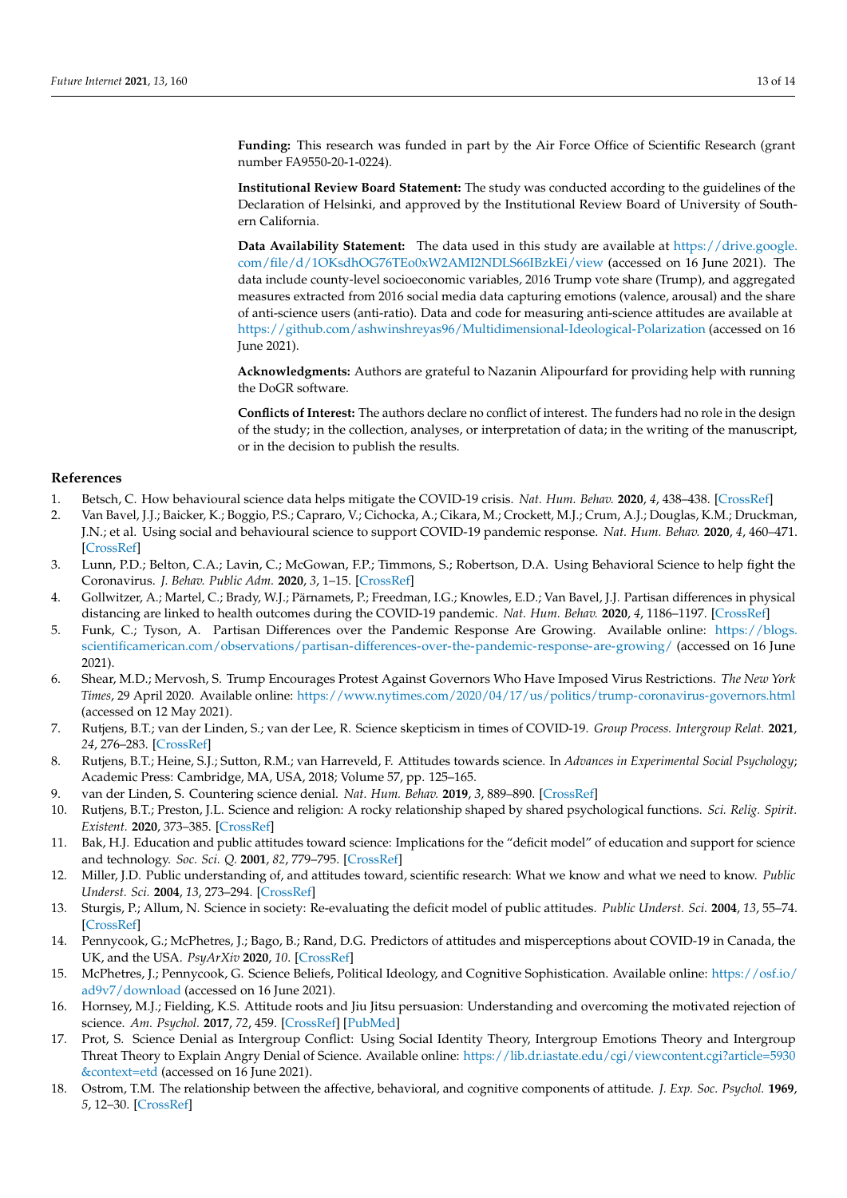**Funding:** This research was funded in part by the Air Force Office of Scientific Research (grant number FA9550-20-1-0224).

**Institutional Review Board Statement:** The study was conducted according to the guidelines of the Declaration of Helsinki, and approved by the Institutional Review Board of University of Southern California.

**Data Availability Statement:** The data used in this study are available at https://drive.google.com/file/d/1OKsdhOG76TEo0xW2AMI2NDLS66IBzkEi/view (accessed on 16 June 2021). The data include county-level socioeconomic variables, 2016 Trump vote share (Trump), and aggregated measures extracted from 2016 social media data capturing emotions (valence, arousal) and the share of anti-science users (anti-ratio). Data and code for measuring anti-science attitudes are available at https://github.com/ashwinshreyas96/Multidimensional-Ideological-Polarization (accessed on 16 June 2021).

**Acknowledgments:** Authors are grateful to Nazanin Alipourfard for providing help with running the DoGR software.

**Conflicts of Interest:** The authors declare no conflict of interest. The funders had no role in the design of the study; in the collection, analyses, or interpretation of data; in the writing of the manuscript, or in the decision to publish the results.

## References

1. Betsch, C. How behavioural science data helps mitigate the COVID-19 crisis. *Nat. Hum. Behav.* **2020**, *4*, 438–438. [CrossRef]
2. Van Bavel, J.J.; Baicker, K.; Boggio, P.S.; Capraro, V.; Cichocka, A.; Cikara, M.; Crockett, M.J.; Crum, A.J.; Douglas, K.M.; Druckman, J.N.; et al. Using social and behavioural science to support COVID-19 pandemic response. *Nat. Hum. Behav.* **2020**, *4*, 460–471. [CrossRef]
3. Lunn, P.D.; Belton, C.A.; Lavin, C.; McGowan, F.P.; Timmons, S.; Robertson, D.A. Using Behavioral Science to help fight the Coronavirus. *J. Behav. Public Adm.* **2020**, *3*, 1–15. [CrossRef]
4. Gollwitzer, A.; Martel, C.; Brady, W.J.; Pärnamets, P.; Freedman, I.G.; Knowles, E.D.; Van Bavel, J.J. Partisan differences in physical distancing are linked to health outcomes during the COVID-19 pandemic. *Nat. Hum. Behav.* **2020**, *4*, 1186–1197. [CrossRef]
5. Funk, C.; Tyson, A. Partisan Differences over the Pandemic Response Are Growing. Available online: https://blogs.scientificamerican.com/observations/partisan-differences-over-the-pandemic-response-are-growing/ (accessed on 16 June 2021).
6. Shear, M.D.; Mervosh, S. Trump Encourages Protest Against Governors Who Have Imposed Virus Restrictions. *The New York Times*, 29 April 2020. Available online: https://www.nytimes.com/2020/04/17/us/politics/trump-coronavirus-governors.html (accessed on 12 May 2021).
7. Rutjens, B.T.; van der Linden, S.; van der Lee, R. Science skepticism in times of COVID-19. *Group Process. Intergroup Relat.* **2021**, *24*, 276–283. [CrossRef]
8. Rutjens, B.T.; Heine, S.J.; Sutton, R.M.; van Harreveld, F. Attitudes towards science. In *Advances in Experimental Social Psychology*; Academic Press: Cambridge, MA, USA, 2018; Volume 57, pp. 125–165.
9. van der Linden, S. Countering science denial. *Nat. Hum. Behav.* **2019**, *3*, 889–890. [CrossRef]
10. Rutjens, B.T.; Preston, J.L. Science and religion: A rocky relationship shaped by shared psychological functions. *Sci. Relig. Spirit. Existent.* **2020**, 373–385. [CrossRef]
11. Bak, H.J. Education and public attitudes toward science: Implications for the "deficit model" of education and support for science and technology. *Soc. Sci. Q.* **2001**, *82*, 779–795. [CrossRef]
12. Miller, J.D. Public understanding of, and attitudes toward, scientific research: What we know and what we need to know. *Public Underst. Sci.* **2004**, *13*, 273–294. [CrossRef]
13. Sturgis, P.; Allum, N. Science in society: Re-evaluating the deficit model of public attitudes. *Public Underst. Sci.* **2004**, *13*, 55–74. [CrossRef]
14. Pennycook, G.; McPhetres, J.; Bago, B.; Rand, D.G. Predictors of attitudes and misperceptions about COVID-19 in Canada, the UK, and the USA. *PsyArXiv* **2020**, *10*. [CrossRef]
15. McPhetres, J.; Pennycook, G. Science Beliefs, Political Ideology, and Cognitive Sophistication. Available online: https://osf.io/ad9v7/download (accessed on 16 June 2021).
16. Hornsey, M.J.; Fielding, K.S. Attitude roots and Jiu Jitsu persuasion: Understanding and overcoming the motivated rejection of science. *Am. Psychol.* **2017**, *72*, 459. [CrossRef] [PubMed]
17. Prot, S. Science Denial as Intergroup Conflict: Using Social Identity Theory, Intergroup Emotions Theory and Intergroup Threat Theory to Explain Angry Denial of Science. Available online: https://lib.dr.iastate.edu/cgi/viewcontent.cgi?article=5930&context=etd (accessed on 16 June 2021).
18. Ostrom, T.M. The relationship between the affective, behavioral, and cognitive components of attitude. *J. Exp. Soc. Psychol.* **1969**, *5*, 12–30. [CrossRef]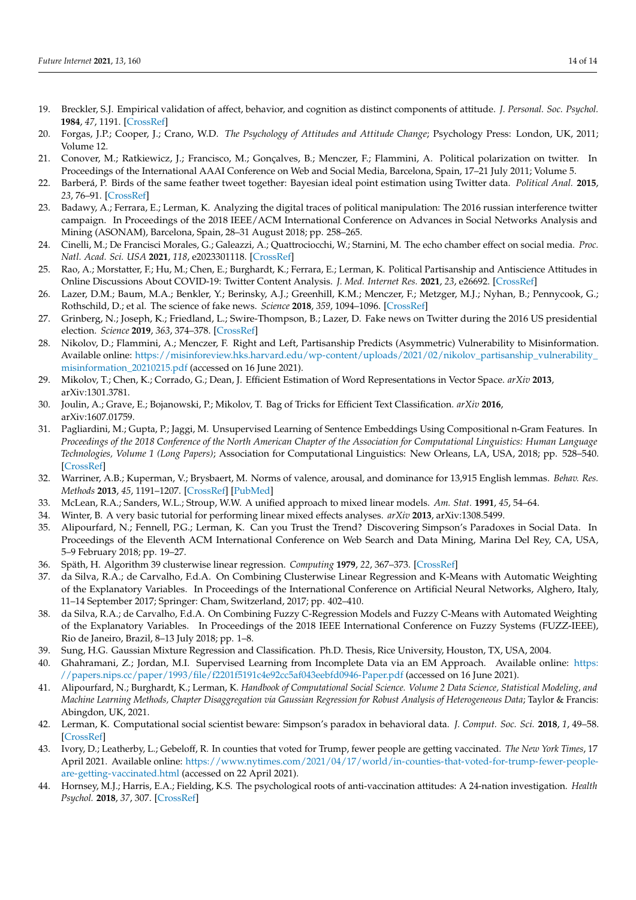19. Breckler, S.J. Empirical validation of affect, behavior, and cognition as distinct components of attitude. *J. Personal. Soc. Psychol.* **1984**, *47*, 1191. [CrossRef]
20. Forgas, J.P.; Cooper, J.; Crano, W.D. *The Psychology of Attitudes and Attitude Change*; Psychology Press: London, UK, 2011; Volume 12.
21. Conover, M.; Ratkiewicz, J.; Francisco, M.; Gonçalves, B.; Menczer, F.; Flammini, A. Political polarization on twitter. In Proceedings of the International AAAI Conference on Web and Social Media, Barcelona, Spain, 17–21 July 2011; Volume 5.
22. Barberá, P. Birds of the same feather tweet together: Bayesian ideal point estimation using Twitter data. *Political Anal.* **2015**, *23*, 76–91. [CrossRef]
23. Badawy, A.; Ferrara, E.; Lerman, K. Analyzing the digital traces of political manipulation: The 2016 russian interference twitter campaign. In Proceedings of the 2018 IEEE/ACM International Conference on Advances in Social Networks Analysis and Mining (ASONAM), Barcelona, Spain, 28–31 August 2018; pp. 258–265.
24. Cinelli, M.; De Francisci Morales, G.; Galeazzi, A.; Quattrociocchi, W.; Starnini, M. The echo chamber effect on social media. *Proc. Natl. Acad. Sci. USA* **2021**, *118*, e2023301118. [CrossRef]
25. Rao, A.; Morstatter, F.; Hu, M.; Chen, E.; Burghardt, K.; Ferrara, E.; Lerman, K. Political Partisanship and Antiscience Attitudes in Online Discussions About COVID-19: Twitter Content Analysis. *J. Med. Internet Res.* **2021**, *23*, e26692. [CrossRef]
26. Lazer, D.M.; Baum, M.A.; Benkler, Y.; Berinsky, A.J.; Greenhill, K.M.; Menczer, F.; Metzger, M.J.; Nyhan, B.; Pennycook, G.; Rothschild, D.; et al. The science of fake news. *Science* **2018**, *359*, 1094–1096. [CrossRef]
27. Grinberg, N.; Joseph, K.; Friedland, L.; Swire-Thompson, B.; Lazer, D. Fake news on Twitter during the 2016 US presidential election. *Science* **2019**, *363*, 374–378. [CrossRef]
28. Nikolov, D.; Flammini, A.; Menczer, F. Right and Left, Partisanship Predicts (Asymmetric) Vulnerability to Misinformation. Available online: https://misinforeview.hks.harvard.edu/wp-content/uploads/2021/02/nikolov_partisanship_vulnerability_misinformation_20210215.pdf (accessed on 16 June 2021).
29. Mikolov, T.; Chen, K.; Corrado, G.; Dean, J. Efficient Estimation of Word Representations in Vector Space. *arXiv* **2013**, arXiv:1301.3781.
30. Joulin, A.; Grave, E.; Bojanowski, P.; Mikolov, T. Bag of Tricks for Efficient Text Classification. *arXiv* **2016**, arXiv:1607.01759.
31. Pagliardini, M.; Gupta, P.; Jaggi, M. Unsupervised Learning of Sentence Embeddings Using Compositional n-Gram Features. In *Proceedings of the 2018 Conference of the North American Chapter of the Association for Computational Linguistics: Human Language Technologies, Volume 1 (Long Papers)*; Association for Computational Linguistics: New Orleans, LA, USA, 2018; pp. 528–540. [CrossRef]
32. Warriner, A.B.; Kuperman, V.; Brysbaert, M. Norms of valence, arousal, and dominance for 13,915 English lemmas. *Behav. Res. Methods* **2013**, *45*, 1191–1207. [CrossRef] [PubMed]
33. McLean, R.A.; Sanders, W.L.; Stroup, W.W. A unified approach to mixed linear models. *Am. Stat.* **1991**, *45*, 54–64.
34. Winter, B. A very basic tutorial for performing linear mixed effects analyses. *arXiv* **2013**, arXiv:1308.5499.
35. Alipourfard, N.; Fennell, P.G.; Lerman, K. Can you Trust the Trend? Discovering Simpson's Paradoxes in Social Data. In Proceedings of the Eleventh ACM International Conference on Web Search and Data Mining, Marina Del Rey, CA, USA, 5–9 February 2018; pp. 19–27.
36. Späth, H. Algorithm 39 clusterwise linear regression. *Computing* **1979**, *22*, 367–373. [CrossRef]
37. da Silva, R.A.; de Carvalho, F.d.A. On Combining Clusterwise Linear Regression and K-Means with Automatic Weighting of the Explanatory Variables. In Proceedings of the International Conference on Artificial Neural Networks, Alghero, Italy, 11–14 September 2017; Springer: Cham, Switzerland, 2017; pp. 402–410.
38. da Silva, R.A.; de Carvalho, F.d.A. On Combining Fuzzy C-Regression Models and Fuzzy C-Means with Automated Weighting of the Explanatory Variables. In Proceedings of the 2018 IEEE International Conference on Fuzzy Systems (FUZZ-IEEE), Rio de Janeiro, Brazil, 8–13 July 2018; pp. 1–8.
39. Sung, H.G. Gaussian Mixture Regression and Classification. Ph.D. Thesis, Rice University, Houston, TX, USA, 2004.
40. Ghahramani, Z.; Jordan, M.I. Supervised Learning from Incomplete Data via an EM Approach. Available online: https://papers.nips.cc/paper/1993/file/f2201f5191c4e92cc5af043eebfd0946-Paper.pdf (accessed on 16 June 2021).
41. Alipourfard, N.; Burghardt, K.; Lerman, K. *Handbook of Computational Social Science. Volume 2 Data Science, Statistical Modeling, and Machine Learning Methods, Chapter Disaggregation via Gaussian Regression for Robust Analysis of Heterogeneous Data*; Taylor & Francis: Abingdon, UK, 2021.
42. Lerman, K. Computational social scientist beware: Simpson's paradox in behavioral data. *J. Comput. Soc. Sci.* **2018**, *1*, 49–58. [CrossRef]
43. Ivory, D.; Leatherby, L.; Gebeloff, R. In counties that voted for Trump, fewer people are getting vaccinated. *The New York Times*, 17 April 2021. Available online: https://www.nytimes.com/2021/04/17/world/in-counties-that-voted-for-trump-fewer-people-are-getting-vaccinated.html (accessed on 22 April 2021).
44. Hornsey, M.J.; Harris, E.A.; Fielding, K.S. The psychological roots of anti-vaccination attitudes: A 24-nation investigation. *Health Psychol.* **2018**, *37*, 307. [CrossRef]